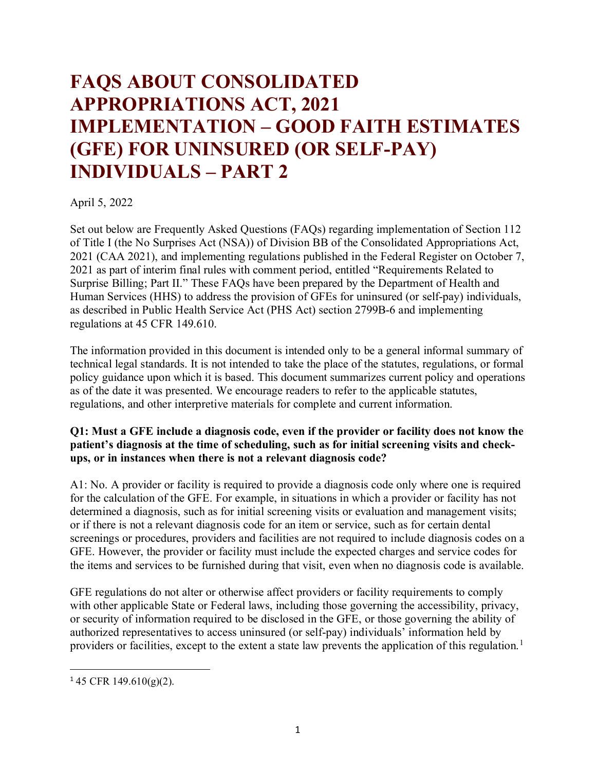# FAQS ABOUT CONSOLIDATED APPROPRIATIONS ACT, 2021 IMPLEMENTATION – GOOD FAITH ESTIMATES (GFE) FOR UNINSURED (OR SELF-PAY) INDIVIDUALS – PART 2

April 5, 2022

Set out below are Frequently Asked Questions (FAQs) regarding implementation of Section 112 of Title I (the No Surprises Act (NSA)) of Division BB of the Consolidated Appropriations Act, 2021 (CAA 2021), and implementing regulations published in the Federal Register on October 7, 2021 as part of interim final rules with comment period, entitled "Requirements Related to Surprise Billing; Part II." These FAQs have been prepared by the Department of Health and Human Services (HHS) to address the provision of GFEs for uninsured (or self-pay) individuals, as described in Public Health Service Act (PHS Act) section 2799B-6 and implementing regulations at 45 CFR 149.610.

The information provided in this document is intended only to be a general informal summary of technical legal standards. It is not intended to take the place of the statutes, regulations, or formal policy guidance upon which it is based. This document summarizes current policy and operations as of the date it was presented. We encourage readers to refer to the applicable statutes, regulations, and other interpretive materials for complete and current information.

**Q1: Must a GFE include a diagnosis code, even if the provider or facility does not know the patient's diagnosis at the time of scheduling, such as for initial screening visits and check-ups, or in instances when there is not a relevant diagnosis code?**

A1: No. A provider or facility is required to provide a diagnosis code only where one is required for the calculation of the GFE. For example, in situations in which a provider or facility has not determined a diagnosis, such as for initial screening visits or evaluation and management visits; or if there is not a relevant diagnosis code for an item or service, such as for certain dental screenings or procedures, providers and facilities are not required to include diagnosis codes on a GFE. However, the provider or facility must include the expected charges and service codes for the items and services to be furnished during that visit, even when no diagnosis code is available.

GFE regulations do not alter or otherwise affect providers or facility requirements to comply with other applicable State or Federal laws, including those governing the accessibility, privacy, or security of information required to be disclosed in the GFE, or those governing the ability of authorized representatives to access uninsured (or self-pay) individuals' information held by providers or facilities, except to the extent a state law prevents the application of this regulation.[1]

[1] 45 CFR 149.610(g)(2).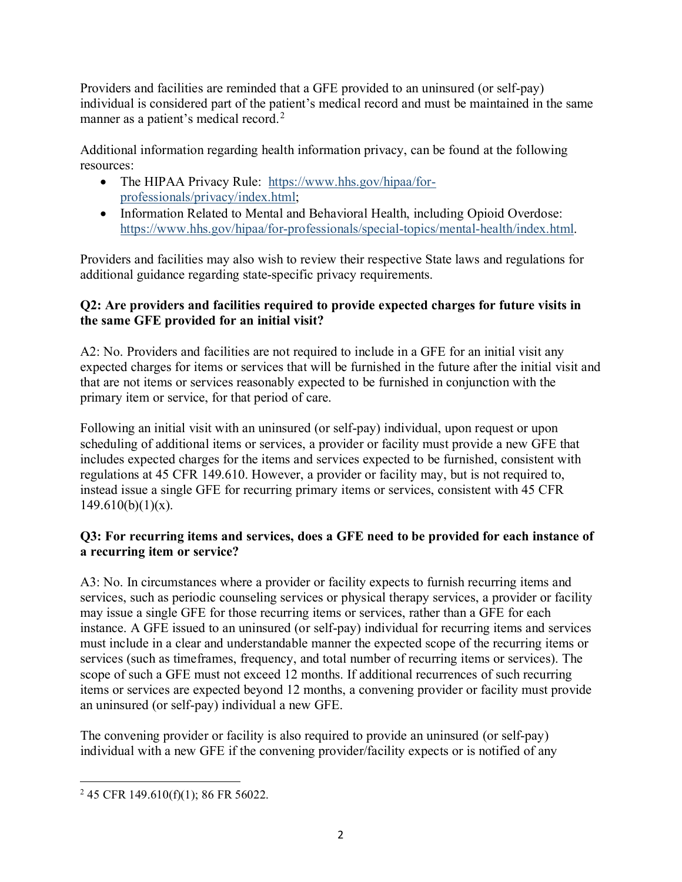Providers and facilities are reminded that a GFE provided to an uninsured (or self-pay) individual is considered part of the patient's medical record and must be maintained in the same manner as a patient's medical record.[2]

Additional information regarding health information privacy, can be found at the following resources:

- The HIPAA Privacy Rule: https://www.hhs.gov/hipaa/for-professionals/privacy/index.html;
- Information Related to Mental and Behavioral Health, including Opioid Overdose: https://www.hhs.gov/hipaa/for-professionals/special-topics/mental-health/index.html.

Providers and facilities may also wish to review their respective State laws and regulations for additional guidance regarding state-specific privacy requirements.

**Q2: Are providers and facilities required to provide expected charges for future visits in the same GFE provided for an initial visit?**

A2: No. Providers and facilities are not required to include in a GFE for an initial visit any expected charges for items or services that will be furnished in the future after the initial visit and that are not items or services reasonably expected to be furnished in conjunction with the primary item or service, for that period of care.

Following an initial visit with an uninsured (or self-pay) individual, upon request or upon scheduling of additional items or services, a provider or facility must provide a new GFE that includes expected charges for the items and services expected to be furnished, consistent with regulations at 45 CFR 149.610. However, a provider or facility may, but is not required to, instead issue a single GFE for recurring primary items or services, consistent with 45 CFR 149.610(b)(1)(x).

**Q3: For recurring items and services, does a GFE need to be provided for each instance of a recurring item or service?**

A3: No. In circumstances where a provider or facility expects to furnish recurring items and services, such as periodic counseling services or physical therapy services, a provider or facility may issue a single GFE for those recurring items or services, rather than a GFE for each instance. A GFE issued to an uninsured (or self-pay) individual for recurring items and services must include in a clear and understandable manner the expected scope of the recurring items or services (such as timeframes, frequency, and total number of recurring items or services). The scope of such a GFE must not exceed 12 months. If additional recurrences of such recurring items or services are expected beyond 12 months, a convening provider or facility must provide an uninsured (or self-pay) individual a new GFE.

The convening provider or facility is also required to provide an uninsured (or self-pay) individual with a new GFE if the convening provider/facility expects or is notified of any

[2] 45 CFR 149.610(f)(1); 86 FR 56022.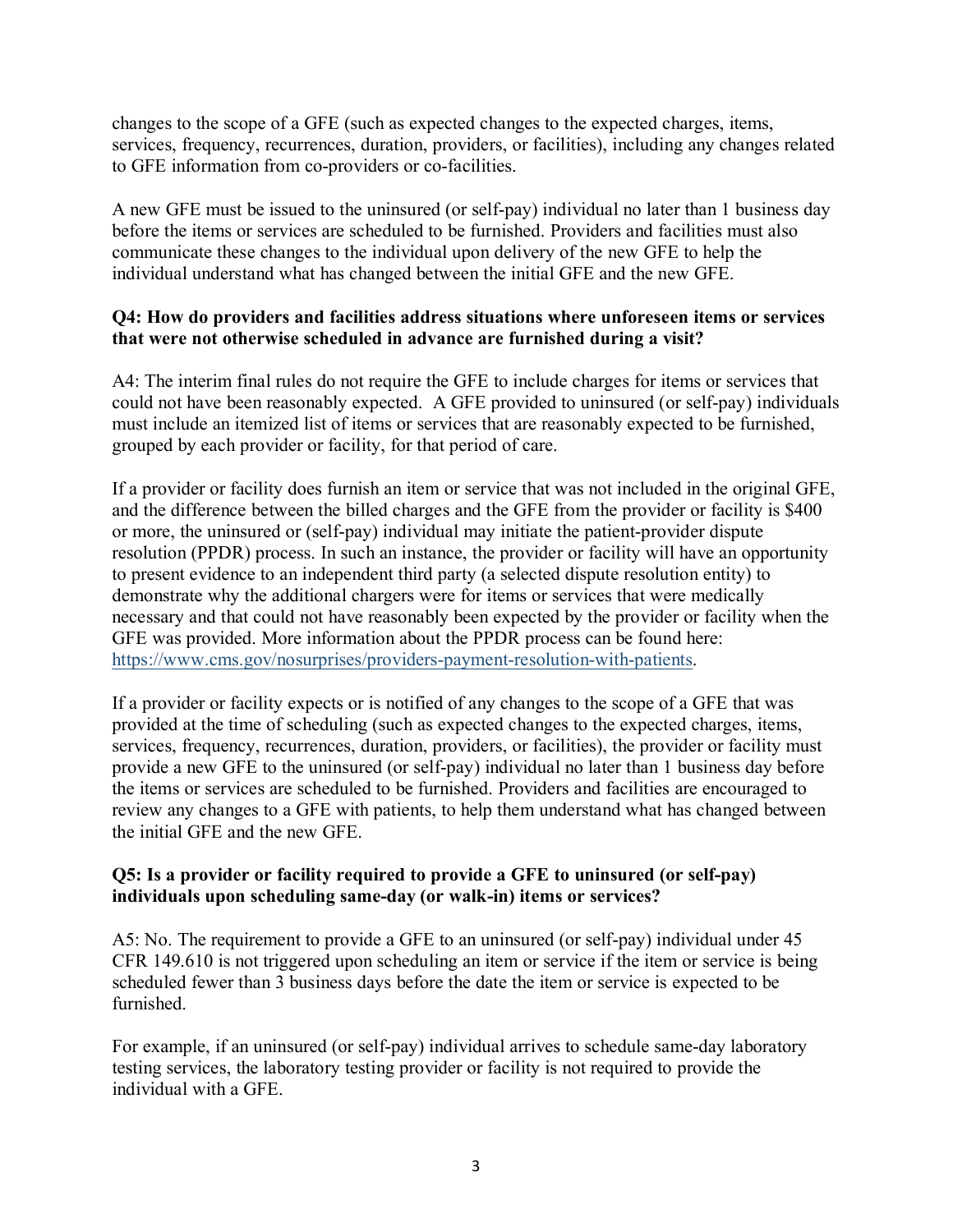changes to the scope of a GFE (such as expected changes to the expected charges, items, services, frequency, recurrences, duration, providers, or facilities), including any changes related to GFE information from co-providers or co-facilities.

A new GFE must be issued to the uninsured (or self-pay) individual no later than 1 business day before the items or services are scheduled to be furnished. Providers and facilities must also communicate these changes to the individual upon delivery of the new GFE to help the individual understand what has changed between the initial GFE and the new GFE.

**Q4: How do providers and facilities address situations where unforeseen items or services that were not otherwise scheduled in advance are furnished during a visit?**

A4: The interim final rules do not require the GFE to include charges for items or services that could not have been reasonably expected. A GFE provided to uninsured (or self-pay) individuals must include an itemized list of items or services that are reasonably expected to be furnished, grouped by each provider or facility, for that period of care.

If a provider or facility does furnish an item or service that was not included in the original GFE, and the difference between the billed charges and the GFE from the provider or facility is $400 or more, the uninsured or (self-pay) individual may initiate the patient-provider dispute resolution (PPDR) process. In such an instance, the provider or facility will have an opportunity to present evidence to an independent third party (a selected dispute resolution entity) to demonstrate why the additional chargers were for items or services that were medically necessary and that could not have reasonably been expected by the provider or facility when the GFE was provided. More information about the PPDR process can be found here: [https://www.cms.gov/nosurprises/providers-payment-resolution-with-patients](https://www.cms.gov/nosurprises/providers-payment-resolution-with-patients).

If a provider or facility expects or is notified of any changes to the scope of a GFE that was provided at the time of scheduling (such as expected changes to the expected charges, items, services, frequency, recurrences, duration, providers, or facilities), the provider or facility must provide a new GFE to the uninsured (or self-pay) individual no later than 1 business day before the items or services are scheduled to be furnished. Providers and facilities are encouraged to review any changes to a GFE with patients, to help them understand what has changed between the initial GFE and the new GFE.

**Q5: Is a provider or facility required to provide a GFE to uninsured (or self-pay) individuals upon scheduling same-day (or walk-in) items or services?**

A5: No. The requirement to provide a GFE to an uninsured (or self-pay) individual under 45 CFR 149.610 is not triggered upon scheduling an item or service if the item or service is being scheduled fewer than 3 business days before the date the item or service is expected to be furnished.

For example, if an uninsured (or self-pay) individual arrives to schedule same-day laboratory testing services, the laboratory testing provider or facility is not required to provide the individual with a GFE.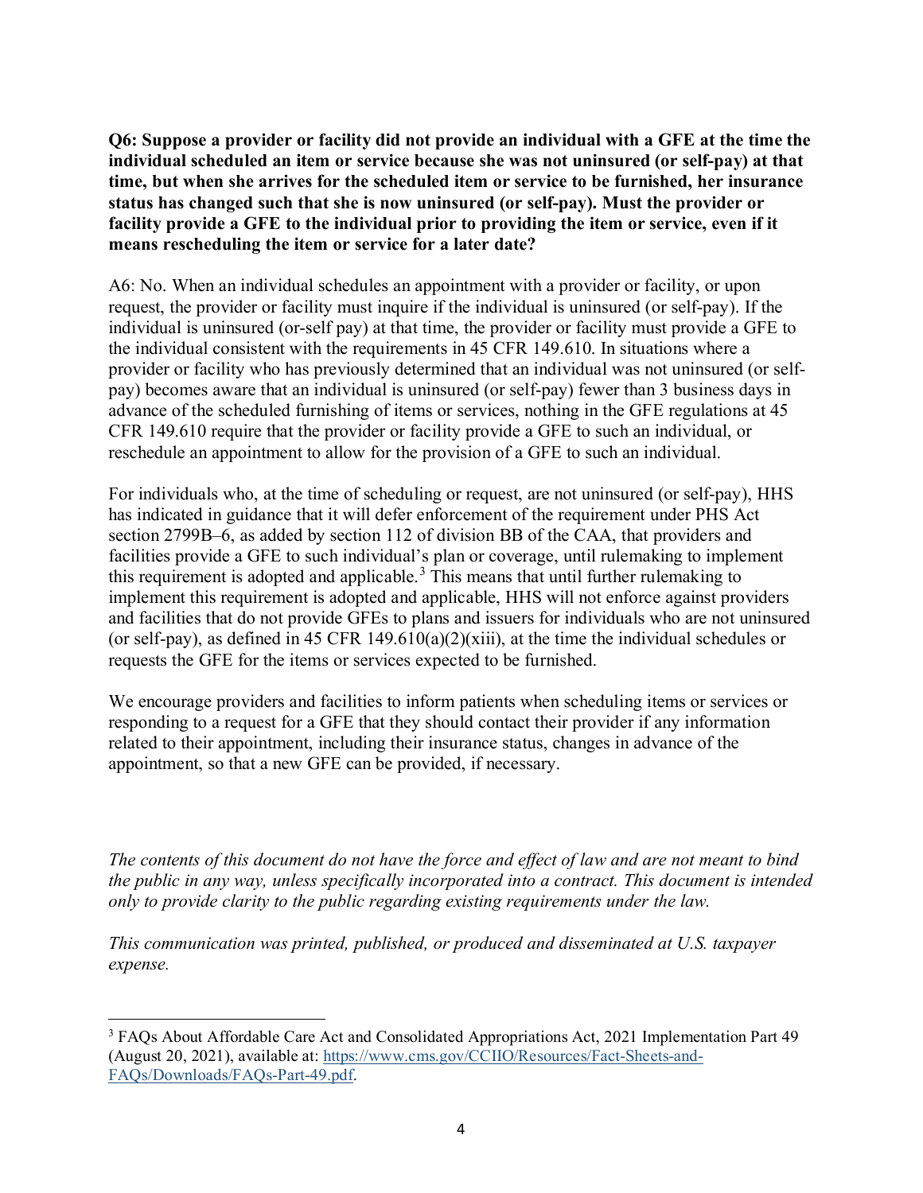**Q6: Suppose a provider or facility did not provide an individual with a GFE at the time the individual scheduled an item or service because she was not uninsured (or self-pay) at that time, but when she arrives for the scheduled item or service to be furnished, her insurance status has changed such that she is now uninsured (or self-pay). Must the provider or facility provide a GFE to the individual prior to providing the item or service, even if it means rescheduling the item or service for a later date?**

A6: No. When an individual schedules an appointment with a provider or facility, or upon request, the provider or facility must inquire if the individual is uninsured (or self-pay). If the individual is uninsured (or-self pay) at that time, the provider or facility must provide a GFE to the individual consistent with the requirements in 45 CFR 149.610. In situations where a provider or facility who has previously determined that an individual was not uninsured (or self-pay) becomes aware that an individual is uninsured (or self-pay) fewer than 3 business days in advance of the scheduled furnishing of items or services, nothing in the GFE regulations at 45 CFR 149.610 require that the provider or facility provide a GFE to such an individual, or reschedule an appointment to allow for the provision of a GFE to such an individual.

For individuals who, at the time of scheduling or request, are not uninsured (or self-pay), HHS has indicated in guidance that it will defer enforcement of the requirement under PHS Act section 2799B–6, as added by section 112 of division BB of the CAA, that providers and facilities provide a GFE to such individual's plan or coverage, until rulemaking to implement this requirement is adopted and applicable.[3] This means that until further rulemaking to implement this requirement is adopted and applicable, HHS will not enforce against providers and facilities that do not provide GFEs to plans and issuers for individuals who are not uninsured (or self-pay), as defined in 45 CFR 149.610(a)(2)(xiii), at the time the individual schedules or requests the GFE for the items or services expected to be furnished.

We encourage providers and facilities to inform patients when scheduling items or services or responding to a request for a GFE that they should contact their provider if any information related to their appointment, including their insurance status, changes in advance of the appointment, so that a new GFE can be provided, if necessary.

*The contents of this document do not have the force and effect of law and are not meant to bind the public in any way, unless specifically incorporated into a contract. This document is intended only to provide clarity to the public regarding existing requirements under the law.*

*This communication was printed, published, or produced and disseminated at U.S. taxpayer expense.*

---

[3] FAQs About Affordable Care Act and Consolidated Appropriations Act, 2021 Implementation Part 49 (August 20, 2021), available at: https://www.cms.gov/CCIIO/Resources/Fact-Sheets-and-FAQs/Downloads/FAQs-Part-49.pdf.